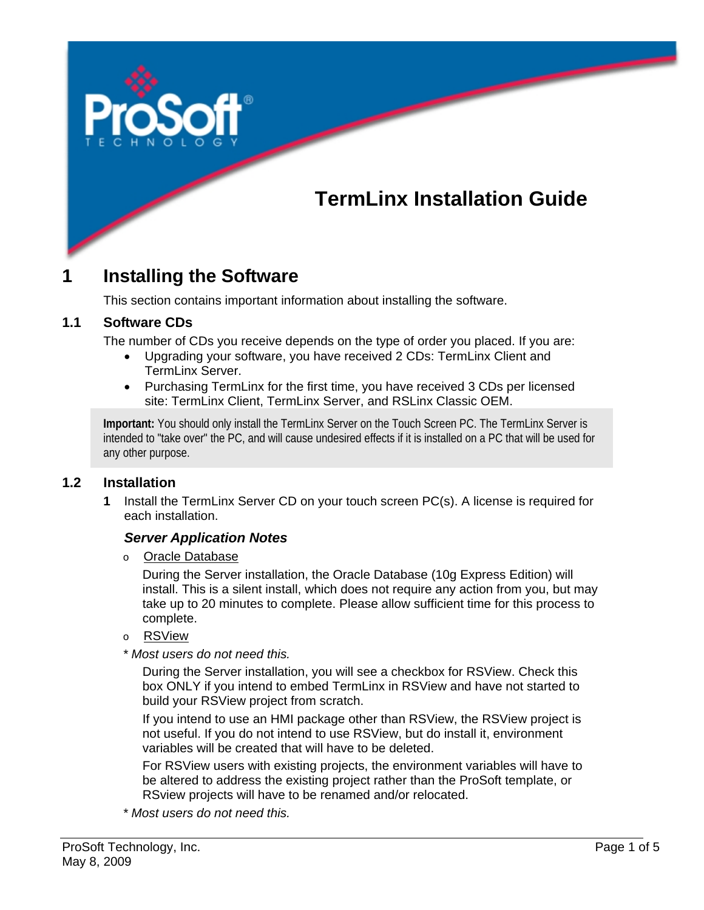# TermLinx Installation Guide

# 1 Installing the Software

This section contains important information about installing the software.

## 1.1 Software CDs

The number of CDs you receive depends on the type of order you placed. If you are:

- Upgrading your software, you have received 2 CDs: TermLinx Client and TermLinx Server.
- Purchasing TermLinx for the first time, you have received 3 CDs per licensed site: TermLinx Client, TermLinx Server, and RSLinx Classic OEM.

> **Important:** You should only install the TermLinx Server on the Touch Screen PC. The TermLinx Server is intended to "take over" the PC, and will cause undesired effects if it is installed on a PC that will be used for any other purpose.

## 1.2 Installation

**1** Install the TermLinx Server CD on your touch screen PC(s). A license is required for each installation.

### *Server Application Notes*

- Oracle Database

  During the Server installation, the Oracle Database (10g Express Edition) will install. This is a silent install, which does not require any action from you, but may take up to 20 minutes to complete. Please allow sufficient time for this process to complete.

- RSView

\* *Most users do not need this.*

During the Server installation, you will see a checkbox for RSView. Check this box ONLY if you intend to embed TermLinx in RSView and have not started to build your RSView project from scratch.

If you intend to use an HMI package other than RSView, the RSView project is not useful. If you do not intend to use RSView, but do install it, environment variables will be created that will have to be deleted.

For RSView users with existing projects, the environment variables will have to be altered to address the existing project rather than the ProSoft template, or RSview projects will have to be renamed and/or relocated.

\* *Most users do not need this.*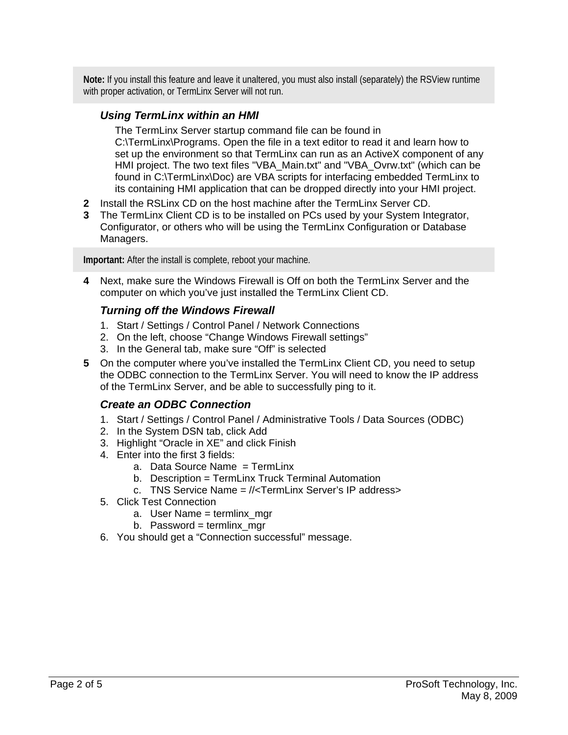**Note:** If you install this feature and leave it unaltered, you must also install (separately) the RSView runtime with proper activation, or TermLinx Server will not run.

### *Using TermLinx within an HMI*

The TermLinx Server startup command file can be found in C:\TermLinx\Programs. Open the file in a text editor to read it and learn how to set up the environment so that TermLinx can run as an ActiveX component of any HMI project. The two text files "VBA_Main.txt" and "VBA_Ovrw.txt" (which can be found in C:\TermLinx\Doc) are VBA scripts for interfacing embedded TermLinx to its containing HMI application that can be dropped directly into your HMI project.

**2** Install the RSLinx CD on the host machine after the TermLinx Server CD.

**3** The TermLinx Client CD is to be installed on PCs used by your System Integrator, Configurator, or others who will be using the TermLinx Configuration or Database Managers.

**Important:** After the install is complete, reboot your machine.

**4** Next, make sure the Windows Firewall is Off on both the TermLinx Server and the computer on which you've just installed the TermLinx Client CD.

### *Turning off the Windows Firewall*

1. Start / Settings / Control Panel / Network Connections
2. On the left, choose "Change Windows Firewall settings"
3. In the General tab, make sure "Off" is selected

**5** On the computer where you've installed the TermLinx Client CD, you need to setup the ODBC connection to the TermLinx Server. You will need to know the IP address of the TermLinx Server, and be able to successfully ping to it.

### *Create an ODBC Connection*

1. Start / Settings / Control Panel / Administrative Tools / Data Sources (ODBC)
2. In the System DSN tab, click Add
3. Highlight "Oracle in XE" and click Finish
4. Enter into the first 3 fields:
   a. Data Source Name = TermLinx
   b. Description = TermLinx Truck Terminal Automation
   c. TNS Service Name = //<TermLinx Server's IP address>
5. Click Test Connection
   a. User Name = termlinx_mgr
   b. Password = termlinx_mgr
6. You should get a "Connection successful" message.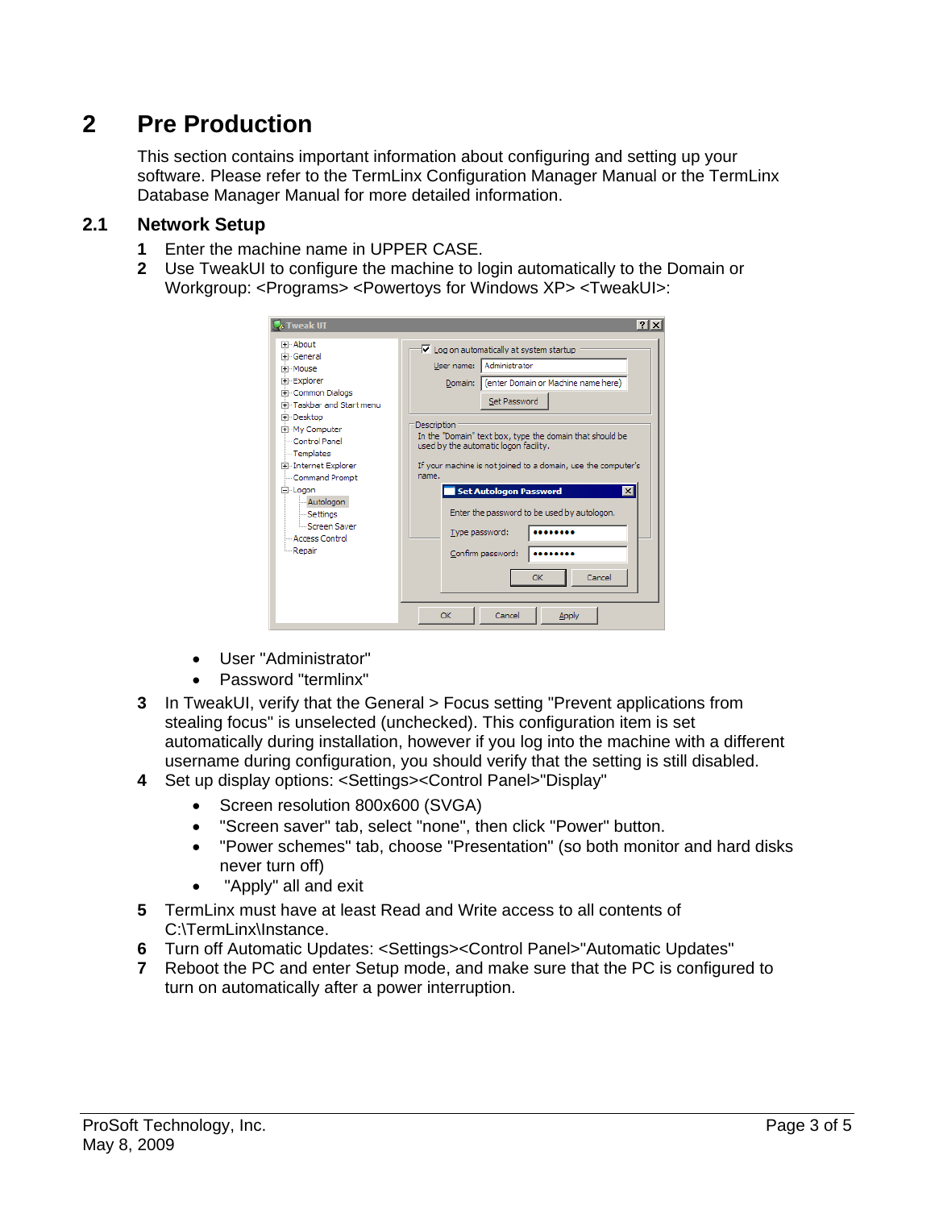# 2 Pre Production

This section contains important information about configuring and setting up your software. Please refer to the TermLinx Configuration Manager Manual or the TermLinx Database Manager Manual for more detailed information.

## 2.1 Network Setup

1. Enter the machine name in UPPER CASE.
2. Use TweakUI to configure the machine to login automatically to the Domain or Workgroup: <Programs> <Powertoys for Windows XP> <TweakUI>:

   - User "Administrator"
   - Password "termlinx"
3. In TweakUI, verify that the General > Focus setting "Prevent applications from stealing focus" is unselected (unchecked). This configuration item is set automatically during installation, however if you log into the machine with a different username during configuration, you should verify that the setting is still disabled.
4. Set up display options: <Settings><Control Panel>"Display"
   - Screen resolution 800x600 (SVGA)
   - "Screen saver" tab, select "none", then click "Power" button.
   - "Power schemes" tab, choose "Presentation" (so both monitor and hard disks never turn off)
   - "Apply" all and exit
5. TermLinx must have at least Read and Write access to all contents of C:\TermLinx\Instance.
6. Turn off Automatic Updates: <Settings><Control Panel>"Automatic Updates"
7. Reboot the PC and enter Setup mode, and make sure that the PC is configured to turn on automatically after a power interruption.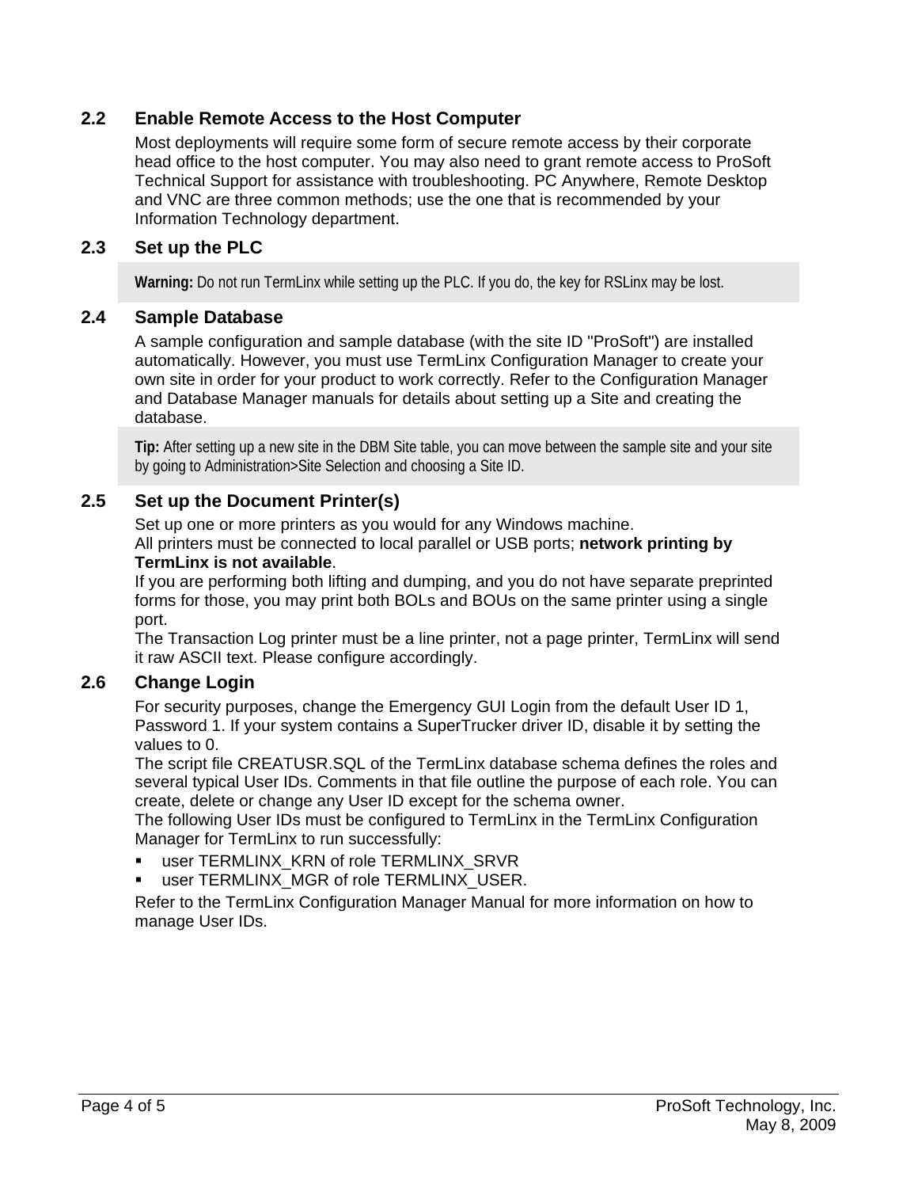## 2.2 Enable Remote Access to the Host Computer

Most deployments will require some form of secure remote access by their corporate head office to the host computer. You may also need to grant remote access to ProSoft Technical Support for assistance with troubleshooting. PC Anywhere, Remote Desktop and VNC are three common methods; use the one that is recommended by your Information Technology department.

## 2.3 Set up the PLC

**Warning:** Do not run TermLinx while setting up the PLC. If you do, the key for RSLinx may be lost.

## 2.4 Sample Database

A sample configuration and sample database (with the site ID "ProSoft") are installed automatically. However, you must use TermLinx Configuration Manager to create your own site in order for your product to work correctly. Refer to the Configuration Manager and Database Manager manuals for details about setting up a Site and creating the database.

**Tip:** After setting up a new site in the DBM Site table, you can move between the sample site and your site by going to Administration>Site Selection and choosing a Site ID.

## 2.5 Set up the Document Printer(s)

Set up one or more printers as you would for any Windows machine.
All printers must be connected to local parallel or USB ports; **network printing by TermLinx is not available**.
If you are performing both lifting and dumping, and you do not have separate preprinted forms for those, you may print both BOLs and BOUs on the same printer using a single port.
The Transaction Log printer must be a line printer, not a page printer, TermLinx will send it raw ASCII text. Please configure accordingly.

## 2.6 Change Login

For security purposes, change the Emergency GUI Login from the default User ID 1, Password 1. If your system contains a SuperTrucker driver ID, disable it by setting the values to 0.
The script file CREATUSR.SQL of the TermLinx database schema defines the roles and several typical User IDs. Comments in that file outline the purpose of each role. You can create, delete or change any User ID except for the schema owner.
The following User IDs must be configured to TermLinx in the TermLinx Configuration Manager for TermLinx to run successfully:

- user TERMLINX_KRN of role TERMLINX_SRVR
- user TERMLINX_MGR of role TERMLINX_USER.

Refer to the TermLinx Configuration Manager Manual for more information on how to manage User IDs.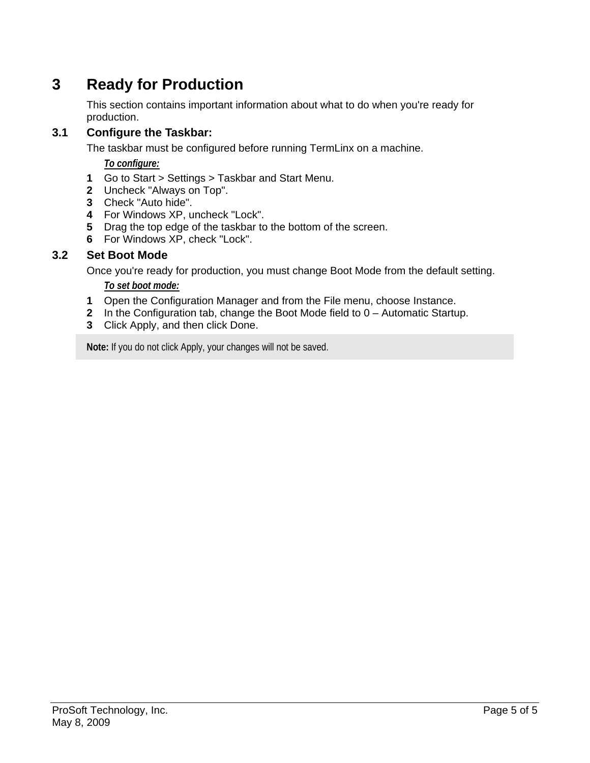# 3 Ready for Production

This section contains important information about what to do when you're ready for production.

## 3.1 Configure the Taskbar:

The taskbar must be configured before running TermLinx on a machine.

***To configure:***

**1** Go to Start > Settings > Taskbar and Start Menu.
**2** Uncheck "Always on Top".
**3** Check "Auto hide".
**4** For Windows XP, uncheck "Lock".
**5** Drag the top edge of the taskbar to the bottom of the screen.
**6** For Windows XP, check "Lock".

## 3.2 Set Boot Mode

Once you're ready for production, you must change Boot Mode from the default setting.

***To set boot mode:***

**1** Open the Configuration Manager and from the File menu, choose Instance.
**2** In the Configuration tab, change the Boot Mode field to 0 – Automatic Startup.
**3** Click Apply, and then click Done.

> **Note:** If you do not click Apply, your changes will not be saved.

ProSoft Technology, Inc.
May 8, 2009